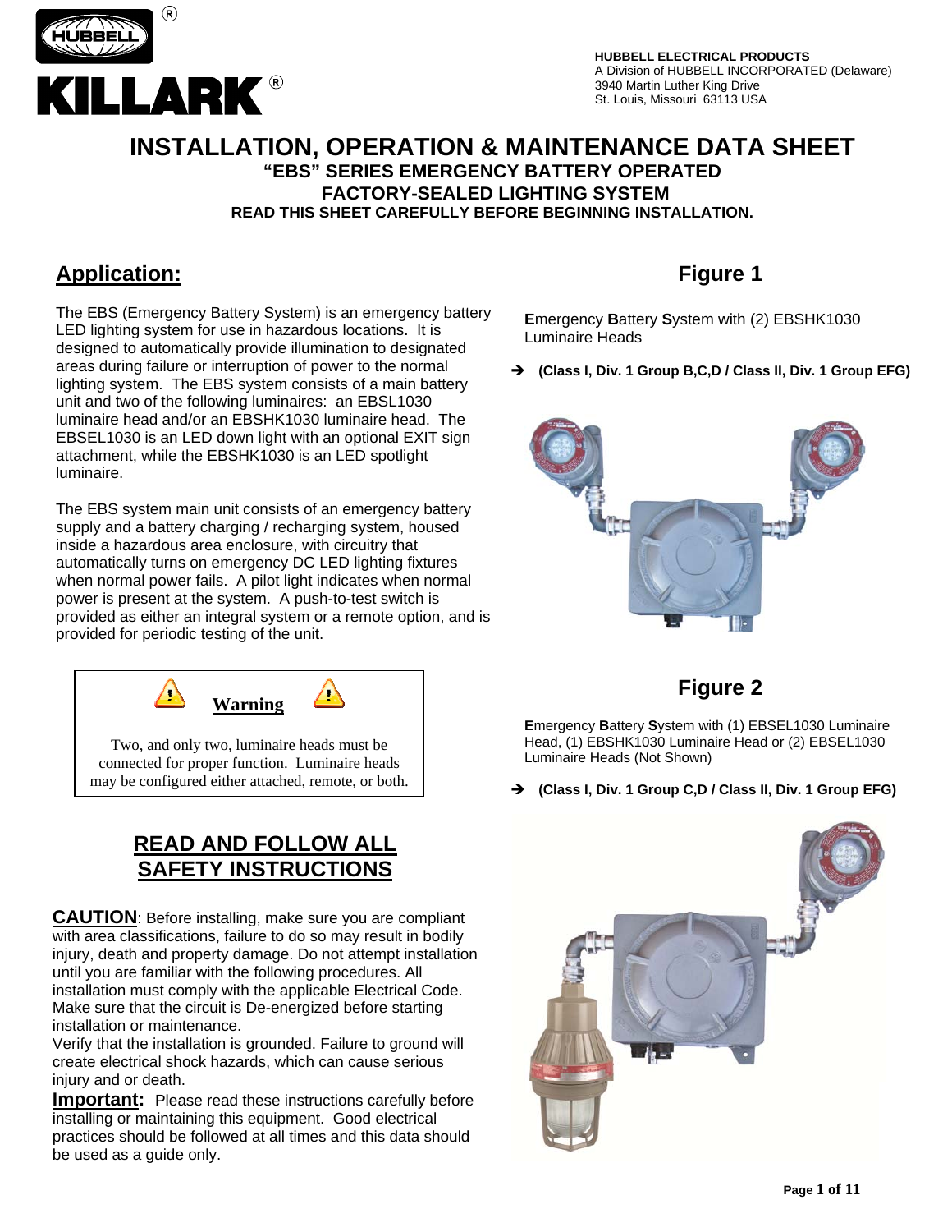HUBBELL ELECTRICAL PRODUCTS
A Division of HUBBELL INCORPORATED (Delaware)
3940 Martin Luther King Drive
St. Louis, Missouri 63113 USA

# INSTALLATION, OPERATION & MAINTENANCE DATA SHEET

## "EBS" SERIES EMERGENCY BATTERY OPERATED FACTORY-SEALED LIGHTING SYSTEM

**READ THIS SHEET CAREFULLY BEFORE BEGINNING INSTALLATION.**

## Application:

The EBS (Emergency Battery System) is an emergency battery LED lighting system for use in hazardous locations. It is designed to automatically provide illumination to designated areas during failure or interruption of power to the normal lighting system. The EBS system consists of a main battery unit and two of the following luminaires: an EBSL1030 luminaire head and/or an EBSHK1030 luminaire head. The EBSEL1030 is an LED down light with an optional EXIT sign attachment, while the EBSHK1030 is an LED spotlight luminaire.

The EBS system main unit consists of an emergency battery supply and a battery charging / recharging system, housed inside a hazardous area enclosure, with circuitry that automatically turns on emergency DC LED lighting fixtures when normal power fails. A pilot light indicates when normal power is present at the system. A push-to-test switch is provided as either an integral system or a remote option, and is provided for periodic testing of the unit.

> **Warning**
>
> Two, and only two, luminaire heads must be connected for proper function. Luminaire heads may be configured either attached, remote, or both.

## READ AND FOLLOW ALL SAFETY INSTRUCTIONS

**CAUTION**: Before installing, make sure you are compliant with area classifications, failure to do so may result in bodily injury, death and property damage. Do not attempt installation until you are familiar with the following procedures. All installation must comply with the applicable Electrical Code. Make sure that the circuit is De-energized before starting installation or maintenance.
Verify that the installation is grounded. Failure to ground will create electrical shock hazards, which can cause serious injury and or death.

**Important:** Please read these instructions carefully before installing or maintaining this equipment. Good electrical practices should be followed at all times and this data should be used as a guide only.

## Figure 1

**E**mergency **B**attery **S**ystem with (2) EBSHK1030 Luminaire Heads

➔ **(Class I, Div. 1 Group B,C,D / Class II, Div. 1 Group EFG)**

## Figure 2

**E**mergency **B**attery **S**ystem with (1) EBSEL1030 Luminaire Head, (1) EBSHK1030 Luminaire Head or (2) EBSEL1030 Luminaire Heads (Not Shown)

➔ **(Class I, Div. 1 Group C,D / Class II, Div. 1 Group EFG)**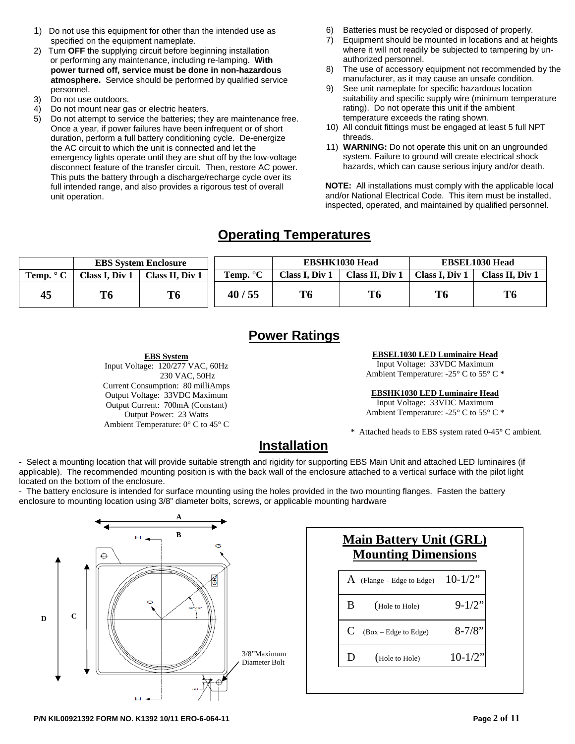1) Do not use this equipment for other than the intended use as specified on the equipment nameplate.
2) Turn **OFF** the supplying circuit before beginning installation or performing any maintenance, including re-lamping. **With power turned off, service must be done in non-hazardous atmosphere.** Service should be performed by qualified service personnel.
3) Do not use outdoors.
4) Do not mount near gas or electric heaters.
5) Do not attempt to service the batteries; they are maintenance free. Once a year, if power failures have been infrequent or of short duration, perform a full battery conditioning cycle. De-energize the AC circuit to which the unit is connected and let the emergency lights operate until they are shut off by the low-voltage disconnect feature of the transfer circuit. Then, restore AC power. This puts the battery through a discharge/recharge cycle over its full intended range, and also provides a rigorous test of overall unit operation.
6) Batteries must be recycled or disposed of properly.
7) Equipment should be mounted in locations and at heights where it will not readily be subjected to tampering by un-authorized personnel.
8) The use of accessory equipment not recommended by the manufacturer, as it may cause an unsafe condition.
9) See unit nameplate for specific hazardous location suitability and specific supply wire (minimum temperature rating). Do not operate this unit if the ambient temperature exceeds the rating shown.
10) All conduit fittings must be engaged at least 5 full NPT threads.
11) **WARNING:** Do not operate this unit on an ungrounded system. Failure to ground will create electrical shock hazards, which can cause serious injury and/or death.

**NOTE:** All installations must comply with the applicable local and/or National Electrical Code. This item must be installed, inspected, operated, and maintained by qualified personnel.

## Operating Temperatures

| | EBS System Enclosure | |
|---|---|---|
| Temp. ° C | Class I, Div 1 | Class II, Div 1 |
| 45 | T6 | T6 |

| | EBSHK1030 Head | | EBSEL1030 Head | |
|---|---|---|---|---|
| Temp. °C | Class I, Div 1 | Class II, Div 1 | Class I, Div 1 | Class II, Div 1 |
| 40 / 55 | T6 | T6 | T6 | T6 |

## Power Ratings

**EBS System**
Input Voltage: 120/277 VAC, 60Hz
230 VAC, 50Hz
Current Consumption: 80 milliAmps
Output Voltage: 33VDC Maximum
Output Current: 700mA (Constant)
Output Power: 23 Watts
Ambient Temperature: 0° C to 45° C

**EBSEL1030 LED Luminaire Head**
Input Voltage: 33VDC Maximum
Ambient Temperature: -25° C to 55° C *

**EBSHK1030 LED Luminaire Head**
Input Voltage: 33VDC Maximum
Ambient Temperature: -25° C to 55° C *

* Attached heads to EBS system rated 0-45° C ambient.

## Installation

- Select a mounting location that will provide suitable strength and rigidity for supporting EBS Main Unit and attached LED luminaires (if applicable). The recommended mounting position is with the back wall of the enclosure attached to a vertical surface with the pilot light located on the bottom of the enclosure.
- The battery enclosure is intended for surface mounting using the holes provided in the two mounting flanges. Fasten the battery enclosure to mounting location using 3/8" diameter bolts, screws, or applicable mounting hardware

A
B
D
C
3/8"Maximum Diameter Bolt

**Main Battery Unit (GRL) Mounting Dimensions**

| | | |
|---|---|---|
| A | (Flange – Edge to Edge) | 10-1/2" |
| B | (Hole to Hole) | 9-1/2" |
| C | (Box – Edge to Edge) | 8-7/8" |
| D | (Hole to Hole) | 10-1/2" |

P/N KIL00921392 FORM NO. K1392 10/11 ERO-6-064-11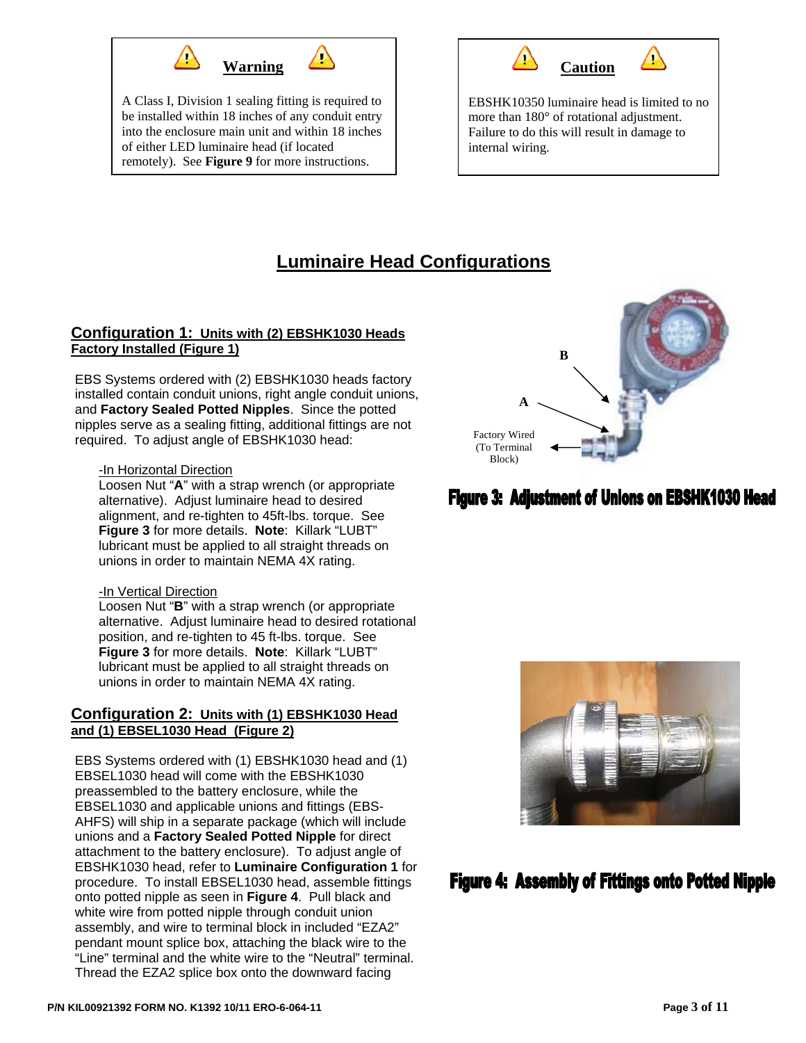**Warning**

A Class I, Division 1 sealing fitting is required to be installed within 18 inches of any conduit entry into the enclosure main unit and within 18 inches of either LED luminaire head (if located remotely). See **Figure 9** for more instructions.

**Caution**

EBSHK10350 luminaire head is limited to no more than 180° of rotational adjustment. Failure to do this will result in damage to internal wiring.

# Luminaire Head Configurations

## Configuration 1: Units with (2) EBSHK1030 Heads Factory Installed (Figure 1)

EBS Systems ordered with (2) EBSHK1030 heads factory installed contain conduit unions, right angle conduit unions, and **Factory Sealed Potted Nipples**. Since the potted nipples serve as a sealing fitting, additional fittings are not required. To adjust angle of EBSHK1030 head:

-In Horizontal Direction
Loosen Nut "**A**" with a strap wrench (or appropriate alternative). Adjust luminaire head to desired alignment, and re-tighten to 45ft-lbs. torque. See **Figure 3** for more details. **Note**: Killark "LUBT" lubricant must be applied to all straight threads on unions in order to maintain NEMA 4X rating.

-In Vertical Direction
Loosen Nut "**B**" with a strap wrench (or appropriate alternative. Adjust luminaire head to desired rotational position, and re-tighten to 45 ft-lbs. torque. See **Figure 3** for more details. **Note**: Killark "LUBT" lubricant must be applied to all straight threads on unions in order to maintain NEMA 4X rating.

B

A

Factory Wired (To Terminal Block)

**Figure 3: Adjustment of Unions on EBSHK1030 Head**

## Configuration 2: Units with (1) EBSHK1030 Head and (1) EBSEL1030 Head (Figure 2)

EBS Systems ordered with (1) EBSHK1030 head and (1) EBSEL1030 head will come with the EBSHK1030 preassembled to the battery enclosure, while the EBSEL1030 and applicable unions and fittings (EBS-AHFS) will ship in a separate package (which will include unions and a **Factory Sealed Potted Nipple** for direct attachment to the battery enclosure). To adjust angle of EBSHK1030 head, refer to **Luminaire Configuration 1** for procedure. To install EBSEL1030 head, assemble fittings onto potted nipple as seen in **Figure 4**. Pull black and white wire from potted nipple through conduit union assembly, and wire to terminal block in included "EZA2" pendant mount splice box, attaching the black wire to the "Line" terminal and the white wire to the "Neutral" terminal. Thread the EZA2 splice box onto the downward facing

**Figure 4: Assembly of Fittings onto Potted Nipple**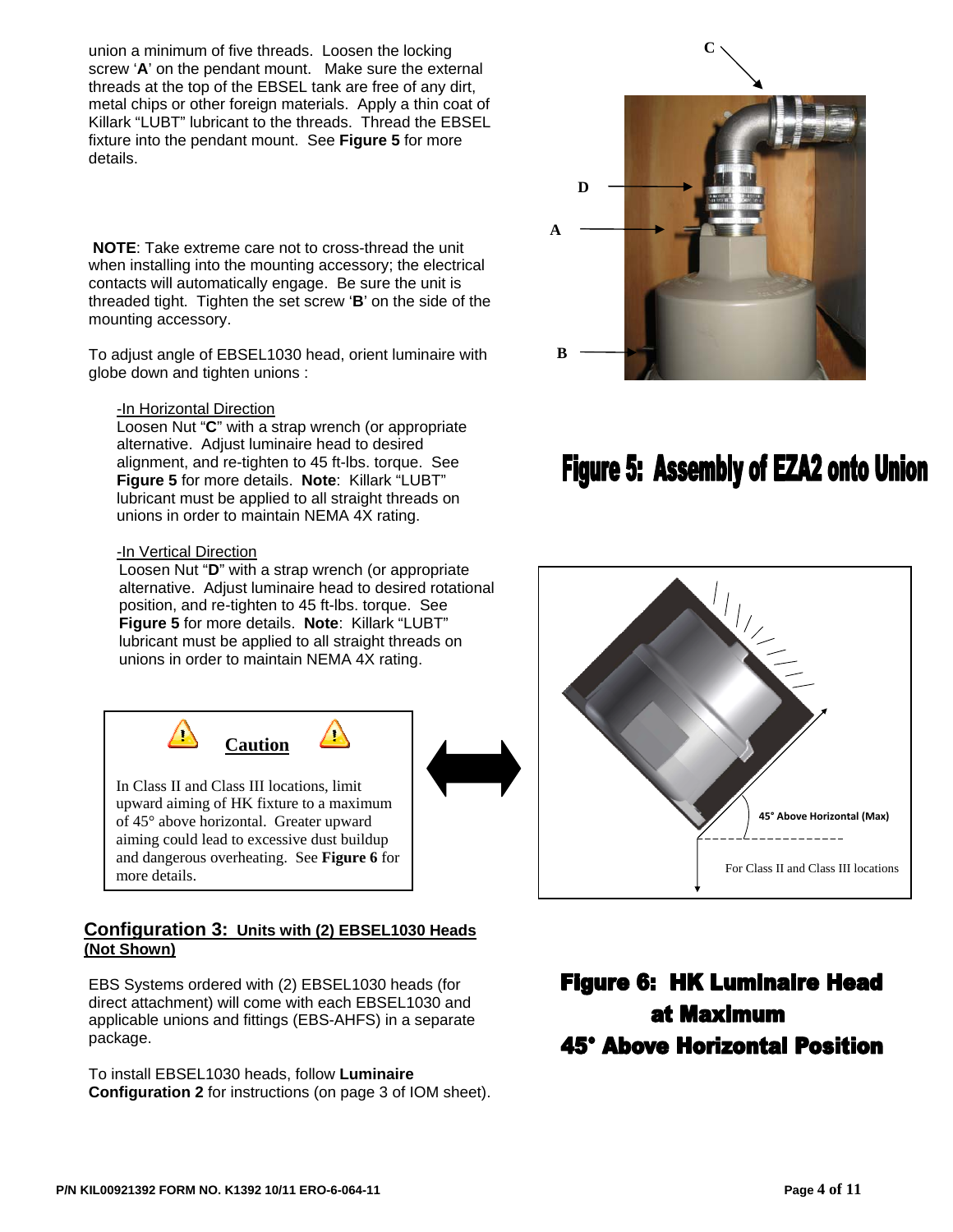union a minimum of five threads. Loosen the locking screw '**A**' on the pendant mount. Make sure the external threads at the top of the EBSEL tank are free of any dirt, metal chips or other foreign materials. Apply a thin coat of Killark "LUBT" lubricant to the threads. Thread the EBSEL fixture into the pendant mount. See **Figure 5** for more details.

**NOTE**: Take extreme care not to cross-thread the unit when installing into the mounting accessory; the electrical contacts will automatically engage. Be sure the unit is threaded tight. Tighten the set screw '**B**' on the side of the mounting accessory.

To adjust angle of EBSEL1030 head, orient luminaire with globe down and tighten unions :

-In Horizontal Direction

Loosen Nut "**C**" with a strap wrench (or appropriate alternative. Adjust luminaire head to desired alignment, and re-tighten to 45 ft-lbs. torque. See **Figure 5** for more details. **Note**: Killark "LUBT" lubricant must be applied to all straight threads on unions in order to maintain NEMA 4X rating.

-In Vertical Direction

Loosen Nut "**D**" with a strap wrench (or appropriate alternative. Adjust luminaire head to desired rotational position, and re-tighten to 45 ft-lbs. torque. See **Figure 5** for more details. **Note**: Killark "LUBT" lubricant must be applied to all straight threads on unions in order to maintain NEMA 4X rating.

C

D

A

B

**Figure 5: Assembly of EZA2 onto Union**

**Caution**

In Class II and Class III locations, limit upward aiming of HK fixture to a maximum of 45° above horizontal. Greater upward aiming could lead to excessive dust buildup and dangerous overheating. See **Figure 6** for more details.

45° Above Horizontal (Max)

For Class II and Class III locations

**Figure 6: HK Luminaire Head at Maximum 45° Above Horizontal Position**

## Configuration 3: Units with (2) EBSEL1030 Heads (Not Shown)

EBS Systems ordered with (2) EBSEL1030 heads (for direct attachment) will come with each EBSEL1030 and applicable unions and fittings (EBS-AHFS) in a separate package.

To install EBSEL1030 heads, follow **Luminaire Configuration 2** for instructions (on page 3 of IOM sheet).

P/N KIL00921392 FORM NO. K1392 10/11 ERO-6-064-11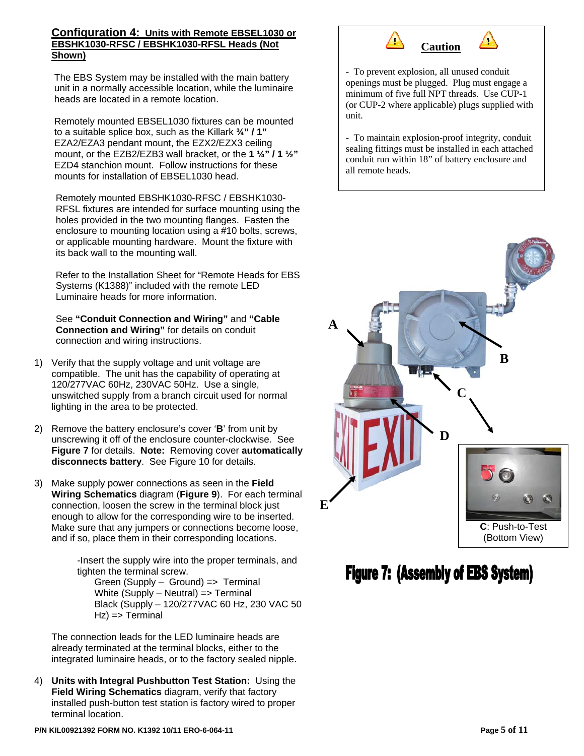## Configuration 4: Units with Remote EBSEL1030 or EBSHK1030-RFSC / EBSHK1030-RFSL Heads (Not Shown)

The EBS System may be installed with the main battery unit in a normally accessible location, while the luminaire heads are located in a remote location.

Remotely mounted EBSEL1030 fixtures can be mounted to a suitable splice box, such as the Killark **¾" / 1"** EZA2/EZA3 pendant mount, the EZX2/EZX3 ceiling mount, or the EZB2/EZB3 wall bracket, or the **1 ¼" / 1 ½"** EZD4 stanchion mount. Follow instructions for these mounts for installation of EBSEL1030 head.

Remotely mounted EBSHK1030-RFSC / EBSHK1030-RFSL fixtures are intended for surface mounting using the holes provided in the two mounting flanges. Fasten the enclosure to mounting location using a #10 bolts, screws, or applicable mounting hardware. Mount the fixture with its back wall to the mounting wall.

Refer to the Installation Sheet for "Remote Heads for EBS Systems (K1388)" included with the remote LED Luminaire heads for more information.

See **"Conduit Connection and Wiring"** and **"Cable Connection and Wiring"** for details on conduit connection and wiring instructions.

1) Verify that the supply voltage and unit voltage are compatible. The unit has the capability of operating at 120/277VAC 60Hz, 230VAC 50Hz. Use a single, unswitched supply from a branch circuit used for normal lighting in the area to be protected.

2) Remove the battery enclosure's cover '**B**' from unit by unscrewing it off of the enclosure counter-clockwise. See **Figure 7** for details. **Note:** Removing cover **automatically disconnects battery**. See Figure 10 for details.

3) Make supply power connections as seen in the **Field Wiring Schematics** diagram (**Figure 9**). For each terminal connection, loosen the screw in the terminal block just enough to allow for the corresponding wire to be inserted. Make sure that any jumpers or connections become loose, and if so, place them in their corresponding locations.

   -Insert the supply wire into the proper terminals, and tighten the terminal screw.
   - Green (Supply – Ground) => Terminal
   - White (Supply – Neutral) => Terminal
   - Black (Supply – 120/277VAC 60 Hz, 230 VAC 50 Hz) => Terminal

   The connection leads for the LED luminaire heads are already terminated at the terminal blocks, either to the integrated luminaire heads, or to the factory sealed nipple.

4) **Units with Integral Pushbutton Test Station:** Using the **Field Wiring Schematics** diagram, verify that factory installed push-button test station is factory wired to proper terminal location.

**Caution**

- To prevent explosion, all unused conduit openings must be plugged. Plug must engage a minimum of five full NPT threads. Use CUP-1 (or CUP-2 where applicable) plugs supplied with unit.

- To maintain explosion-proof integrity, conduit sealing fittings must be installed in each attached conduit run within 18" of battery enclosure and all remote heads.

A

B

C

D

E

**C**: Push-to-Test (Bottom View)

**Figure 7: (Assembly of EBS System)**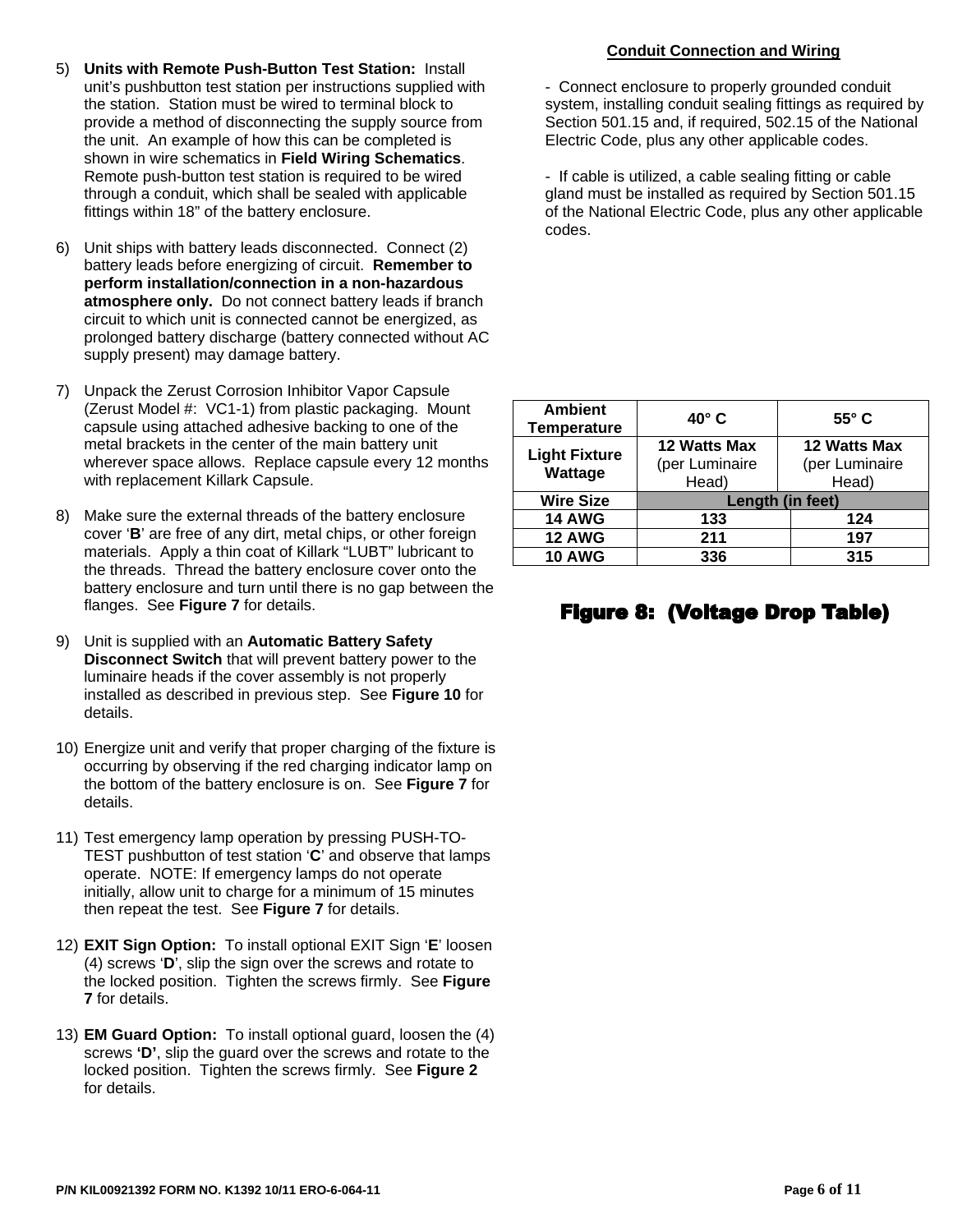5) **Units with Remote Push-Button Test Station:** Install unit's pushbutton test station per instructions supplied with the station. Station must be wired to terminal block to provide a method of disconnecting the supply source from the unit. An example of how this can be completed is shown in wire schematics in **Field Wiring Schematics**. Remote push-button test station is required to be wired through a conduit, which shall be sealed with applicable fittings within 18" of the battery enclosure.

6) Unit ships with battery leads disconnected. Connect (2) battery leads before energizing of circuit. **Remember to perform installation/connection in a non-hazardous atmosphere only.** Do not connect battery leads if branch circuit to which unit is connected cannot be energized, as prolonged battery discharge (battery connected without AC supply present) may damage battery.

7) Unpack the Zerust Corrosion Inhibitor Vapor Capsule (Zerust Model #: VC1-1) from plastic packaging. Mount capsule using attached adhesive backing to one of the metal brackets in the center of the main battery unit wherever space allows. Replace capsule every 12 months with replacement Killark Capsule.

8) Make sure the external threads of the battery enclosure cover '**B**' are free of any dirt, metal chips, or other foreign materials. Apply a thin coat of Killark "LUBT" lubricant to the threads. Thread the battery enclosure cover onto the battery enclosure and turn until there is no gap between the flanges. See **Figure 7** for details.

9) Unit is supplied with an **Automatic Battery Safety Disconnect Switch** that will prevent battery power to the luminaire heads if the cover assembly is not properly installed as described in previous step. See **Figure 10** for details.

10) Energize unit and verify that proper charging of the fixture is occurring by observing if the red charging indicator lamp on the bottom of the battery enclosure is on. See **Figure 7** for details.

11) Test emergency lamp operation by pressing PUSH-TO-TEST pushbutton of test station '**C**' and observe that lamps operate. NOTE: If emergency lamps do not operate initially, allow unit to charge for a minimum of 15 minutes then repeat the test. See **Figure 7** for details.

12) **EXIT Sign Option:** To install optional EXIT Sign '**E**' loosen (4) screws '**D**', slip the sign over the screws and rotate to the locked position. Tighten the screws firmly. See **Figure 7** for details.

13) **EM Guard Option:** To install optional guard, loosen the (4) screws **'D'**, slip the guard over the screws and rotate to the locked position. Tighten the screws firmly. See **Figure 2** for details.

**Conduit Connection and Wiring**

- Connect enclosure to properly grounded conduit system, installing conduit sealing fittings as required by Section 501.15 and, if required, 502.15 of the National Electric Code, plus any other applicable codes.

- If cable is utilized, a cable sealing fitting or cable gland must be installed as required by Section 501.15 of the National Electric Code, plus any other applicable codes.

| **Ambient Temperature** | **40° C** | **55° C** |
|---|---|---|
| **Light Fixture Wattage** | **12 Watts Max** (per Luminaire Head) | **12 Watts Max** (per Luminaire Head) |
| **Wire Size** | **Length (in feet)** | |
| **14 AWG** | **133** | **124** |
| **12 AWG** | **211** | **197** |
| **10 AWG** | **336** | **315** |

**Figure 8: (Voltage Drop Table)**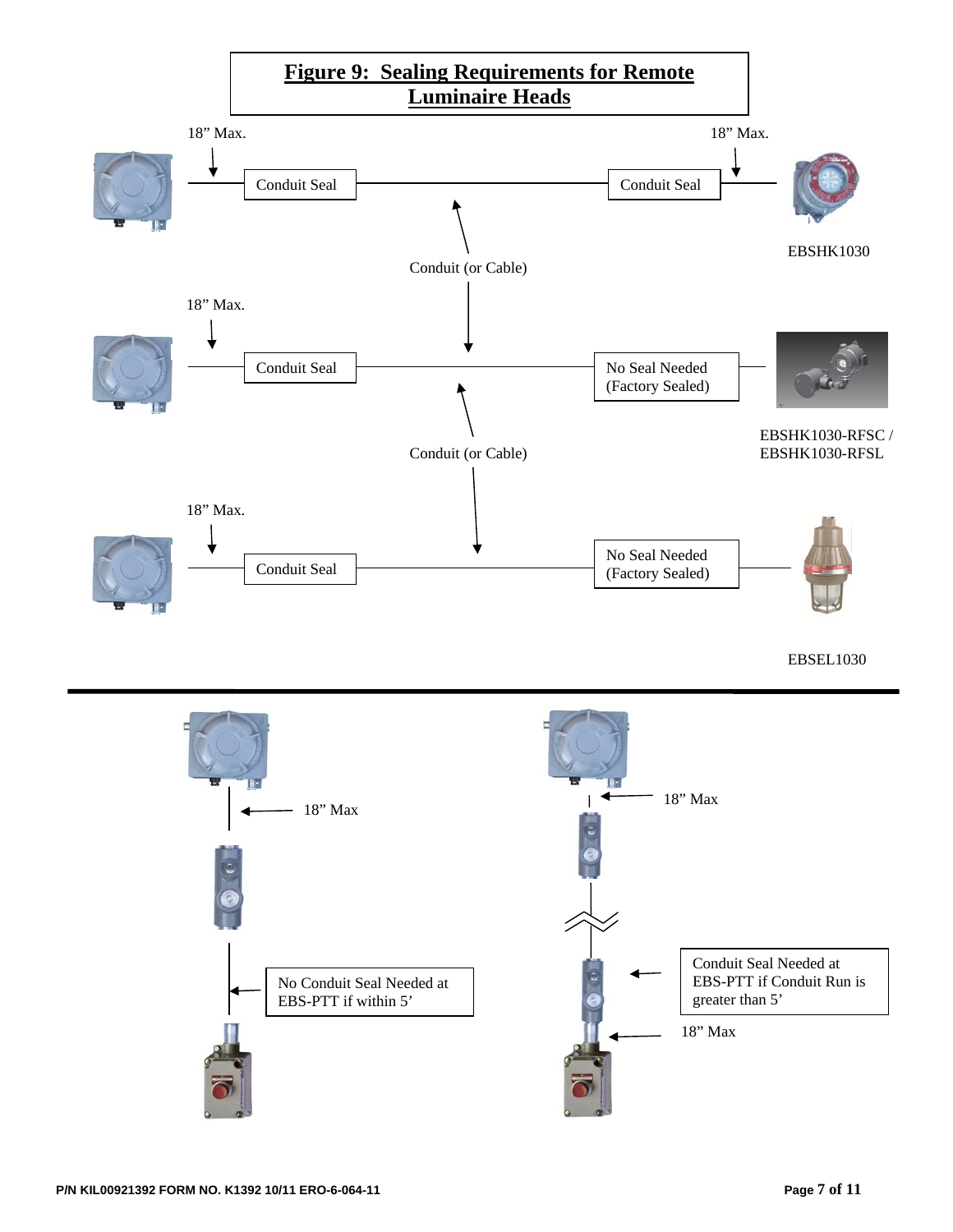# Figure 9: Sealing Requirements for Remote Luminaire Heads

18" Max.

Conduit Seal

Conduit Seal

18" Max.

Conduit (or Cable)

EBSHK1030

18" Max.

Conduit Seal

No Seal Needed (Factory Sealed)

Conduit (or Cable)

EBSHK1030-RFSC / EBSHK1030-RFSL

18" Max.

Conduit Seal

No Seal Needed (Factory Sealed)

EBSEL1030

18" Max

No Conduit Seal Needed at EBS-PTT if within 5'

18" Max

Conduit Seal Needed at EBS-PTT if Conduit Run is greater than 5'

18" Max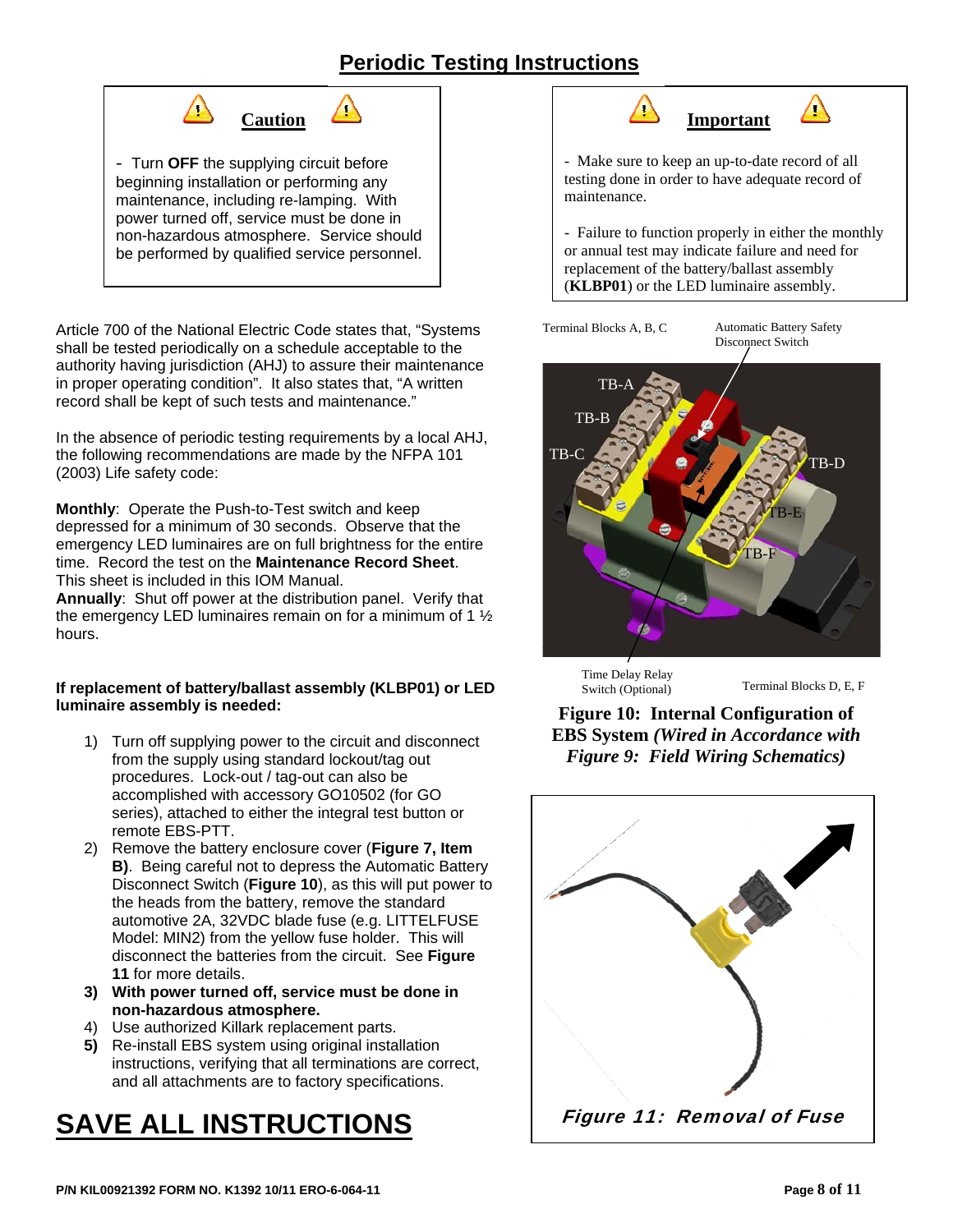# Periodic Testing Instructions

**Caution**

- Turn **OFF** the supplying circuit before beginning installation or performing any maintenance, including re-lamping. With power turned off, service must be done in non-hazardous atmosphere. Service should be performed by qualified service personnel.

**Important**

- Make sure to keep an up-to-date record of all testing done in order to have adequate record of maintenance.

- Failure to function properly in either the monthly or annual test may indicate failure and need for replacement of the battery/ballast assembly (**KLBP01**) or the LED luminaire assembly.

Article 700 of the National Electric Code states that, "Systems shall be tested periodically on a schedule acceptable to the authority having jurisdiction (AHJ) to assure their maintenance in proper operating condition". It also states that, "A written record shall be kept of such tests and maintenance."

In the absence of periodic testing requirements by a local AHJ, the following recommendations are made by the NFPA 101 (2003) Life safety code:

**Monthly**: Operate the Push-to-Test switch and keep depressed for a minimum of 30 seconds. Observe that the emergency LED luminaires are on full brightness for the entire time. Record the test on the **Maintenance Record Sheet**. This sheet is included in this IOM Manual.
**Annually**: Shut off power at the distribution panel. Verify that the emergency LED luminaires remain on for a minimum of 1 ½ hours.

**If replacement of battery/ballast assembly (KLBP01) or LED luminaire assembly is needed:**

1) Turn off supplying power to the circuit and disconnect from the supply using standard lockout/tag out procedures. Lock-out / tag-out can also be accomplished with accessory GO10502 (for GO series), attached to either the integral test button or remote EBS-PTT.
2) Remove the battery enclosure cover (**Figure 7, Item B)**. Being careful not to depress the Automatic Battery Disconnect Switch (**Figure 10**), as this will put power to the heads from the battery, remove the standard automotive 2A, 32VDC blade fuse (e.g. LITTELFUSE Model: MIN2) from the yellow fuse holder. This will disconnect the batteries from the circuit. See **Figure 11** for more details.
3) **With power turned off, service must be done in non-hazardous atmosphere.**
4) Use authorized Killark replacement parts.
5) Re-install EBS system using original installation instructions, verifying that all terminations are correct, and all attachments are to factory specifications.

Terminal Blocks A, B, C — Automatic Battery Safety Disconnect Switch — TB-A — TB-B — TB-C — TB-D — TB-E — TB-F — Time Delay Relay Switch (Optional) — Terminal Blocks D, E, F

**Figure 10: Internal Configuration of EBS System *(Wired in Accordance with Figure 9: Field Wiring Schematics)***

*Figure 11: Removal of Fuse*

# SAVE ALL INSTRUCTIONS

P/N KIL00921392 FORM NO. K1392 10/11 ERO-6-064-11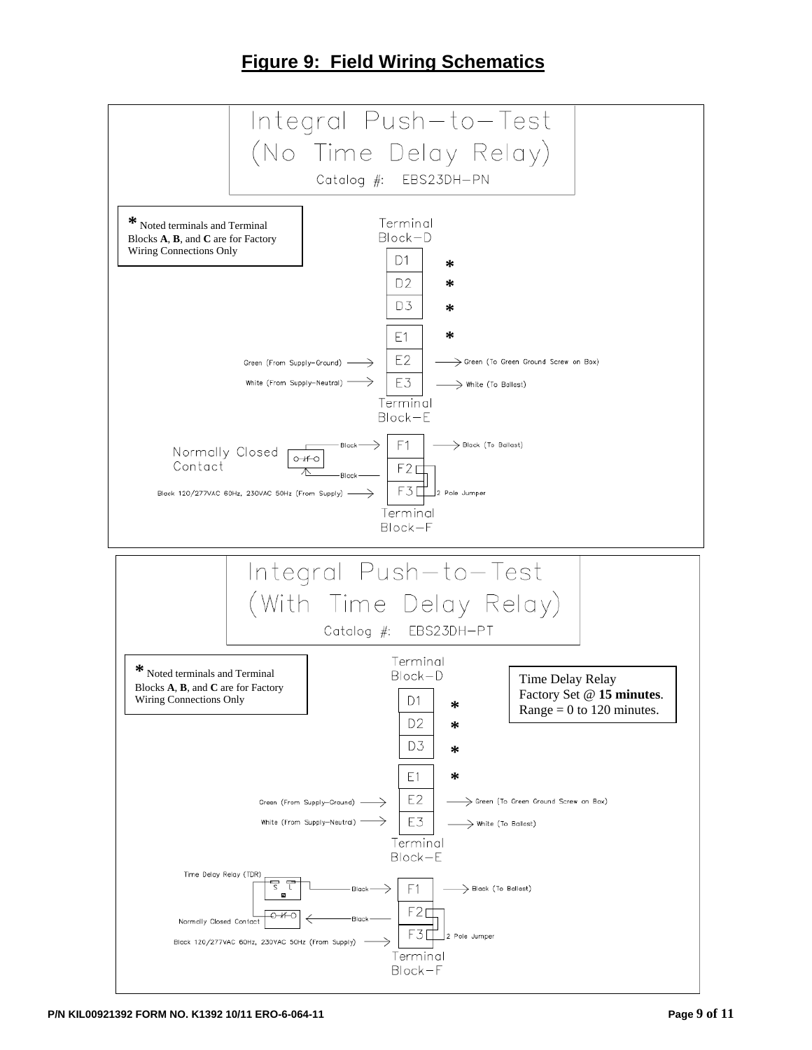# Figure 9: Field Wiring Schematics

## Integral Push-to-Test (No Time Delay Relay)

Catalog #: EBS23DH-PN

\* Noted terminals and Terminal Blocks **A**, **B**, and **C** are for Factory Wiring Connections Only

Terminal Block-D

- D1 *
- D2 *
- D3 *

Terminal Block-E

- E1 *
- Green (From Supply-Ground) → E2 → Green (To Green Ground Screw on Box)
- White (From Supply-Neutral) → E3 → White (To Ballast)

Terminal Block-F

- Normally Closed Contact — Black → F1 → Black (To Ballast)
- F2 — Black → Normally Closed Contact
- Black 120/277VAC 60Hz, 230VAC 50Hz (From Supply) → F3
- F2–F3: 2 Pole Jumper

## Integral Push-to-Test (With Time Delay Relay)

Catalog #: EBS23DH-PT

\* Noted terminals and Terminal Blocks **A**, **B**, and **C** are for Factory Wiring Connections Only

Time Delay Relay Factory Set @ **15 minutes**. Range = 0 to 120 minutes.

Terminal Block-D

- D1 *
- D2 *
- D3 *

Terminal Block-E

- E1 *
- Green (From Supply-Ground) → E2 → Green (To Green Ground Screw on Box)
- White (From Supply-Neutral) → E3 → White (To Ballast)

Terminal Block-F

- Time Delay Relay (TDR) (S, L) — Black → F1 → Black (To Ballast)
- F2 — Black → Normally Closed Contact
- Black 120/277VAC 60Hz, 230VAC 50Hz (From Supply) → F3
- F2–F3: 2 Pole Jumper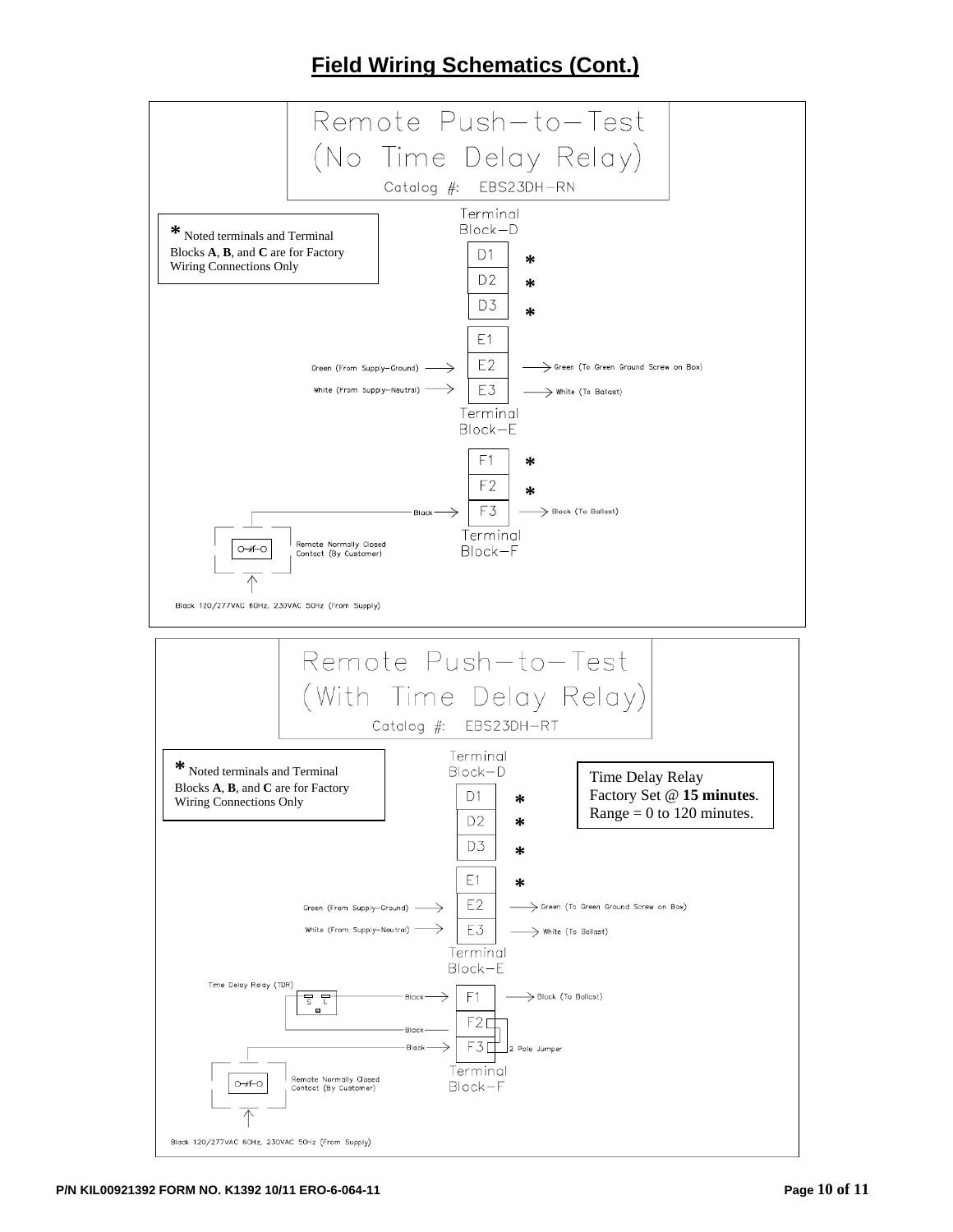# Field Wiring Schematics (Cont.)

## Remote Push-to-Test (No Time Delay Relay)

Catalog #: EBS23DH-RN

**\*** Noted terminals and Terminal Blocks **A**, **B**, and **C** are for Factory Wiring Connections Only

Terminal Block-D

- D1 *
- D2 *
- D3 *

Terminal Block-E

- E1
- Green (From Supply-Ground) → E2 → Green (To Green Ground Screw on Box)
- White (From Supply-Neutral) → E3 → White (To Ballast)

Terminal Block-F

- F1 *
- F2 *
- Black → F3 → Black (To Ballast)

Remote Normally Closed Contact (By Customer)

Black 120/277VAC 60Hz, 230VAC 50Hz (From Supply)

## Remote Push-to-Test (With Time Delay Relay)

Catalog #: EBS23DH-RT

**\*** Noted terminals and Terminal Blocks **A**, **B**, and **C** are for Factory Wiring Connections Only

Time Delay Relay Factory Set @ **15 minutes**. Range = 0 to 120 minutes.

Terminal Block-D

- D1 *
- D2 *
- D3 *

Terminal Block-E

- E1 *
- Green (From Supply-Ground) → E2 → Green (To Green Ground Screw on Box)
- White (From Supply-Neutral) → E3 → White (To Ballast)

Terminal Block-F

Time Delay Relay (TDR) S L

- Black → F1 → Black (To Ballast)
- Black — F2
- Black → F3

2 Pole Jumper

Remote Normally Closed Contact (By Customer)

Black 120/277VAC 60Hz, 230VAC 50Hz (From Supply)

P/N KIL00921392 FORM NO. K1392 10/11 ERO-6-064-11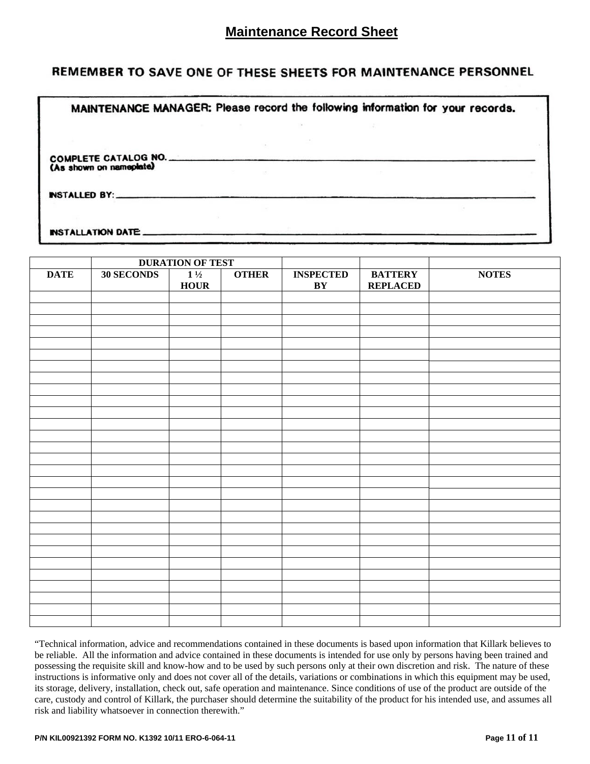# Maintenance Record Sheet

**REMEMBER TO SAVE ONE OF THESE SHEETS FOR MAINTENANCE PERSONNEL**

**MAINTENANCE MANAGER: Please record the following information for your records.**

COMPLETE CATALOG NO. ____________________________________________
(As shown on nameplate)

INSTALLED BY: ____________________________________________

INSTALLATION DATE ____________________________________________

| | DURATION OF TEST | | | | | |
|---|---|---|---|---|---|---|
| **DATE** | **30 SECONDS** | **1 ½ HOUR** | **OTHER** | **INSPECTED BY** | **BATTERY REPLACED** | **NOTES** |
| | | | | | | |
| | | | | | | |
| | | | | | | |
| | | | | | | |
| | | | | | | |
| | | | | | | |
| | | | | | | |
| | | | | | | |
| | | | | | | |
| | | | | | | |
| | | | | | | |
| | | | | | | |
| | | | | | | |
| | | | | | | |
| | | | | | | |
| | | | | | | |
| | | | | | | |
| | | | | | | |
| | | | | | | |
| | | | | | | |
| | | | | | | |
| | | | | | | |
| | | | | | | |
| | | | | | | |
| | | | | | | |
| | | | | | | |
| | | | | | | |
| | | | | | | |
| | | | | | | |
| | | | | | | |
| | | | | | | |

"Technical information, advice and recommendations contained in these documents is based upon information that Killark believes to be reliable. All the information and advice contained in these documents is intended for use only by persons having been trained and possessing the requisite skill and know-how and to be used by such persons only at their own discretion and risk. The nature of these instructions is informative only and does not cover all of the details, variations or combinations in which this equipment may be used, its storage, delivery, installation, check out, safe operation and maintenance. Since conditions of use of the product are outside of the care, custody and control of Killark, the purchaser should determine the suitability of the product for his intended use, and assumes all risk and liability whatsoever in connection therewith."

P/N KIL00921392 FORM NO. K1392 10/11 ERO-6-064-11